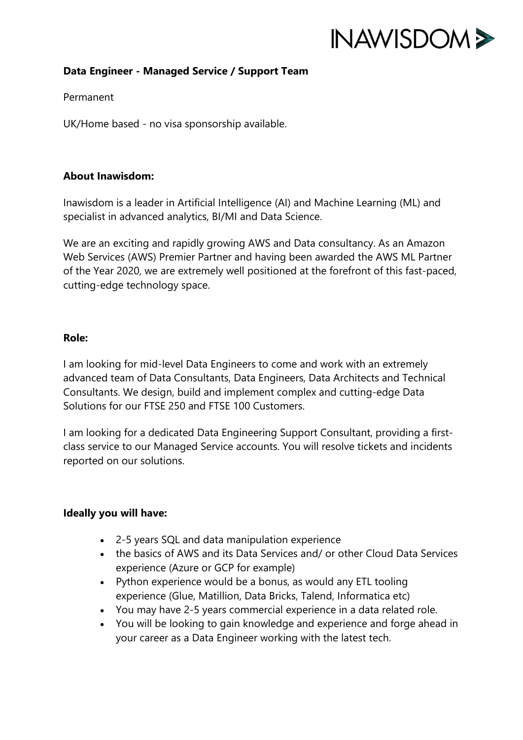INAWISDOM

**Data Engineer - Managed Service / Support Team**

Permanent

UK/Home based - no visa sponsorship available.

**About Inawisdom:**

Inawisdom is a leader in Artificial Intelligence (AI) and Machine Learning (ML) and specialist in advanced analytics, BI/MI and Data Science.

We are an exciting and rapidly growing AWS and Data consultancy. As an Amazon Web Services (AWS) Premier Partner and having been awarded the AWS ML Partner of the Year 2020, we are extremely well positioned at the forefront of this fast-paced, cutting-edge technology space.

**Role:**

I am looking for mid-level Data Engineers to come and work with an extremely advanced team of Data Consultants, Data Engineers, Data Architects and Technical Consultants. We design, build and implement complex and cutting-edge Data Solutions for our FTSE 250 and FTSE 100 Customers.

I am looking for a dedicated Data Engineering Support Consultant, providing a first-class service to our Managed Service accounts. You will resolve tickets and incidents reported on our solutions.

**Ideally you will have:**

- 2-5 years SQL and data manipulation experience
- the basics of AWS and its Data Services and/ or other Cloud Data Services experience (Azure or GCP for example)
- Python experience would be a bonus, as would any ETL tooling experience (Glue, Matillion, Data Bricks, Talend, Informatica etc)
- You may have 2-5 years commercial experience in a data related role.
- You will be looking to gain knowledge and experience and forge ahead in your career as a Data Engineer working with the latest tech.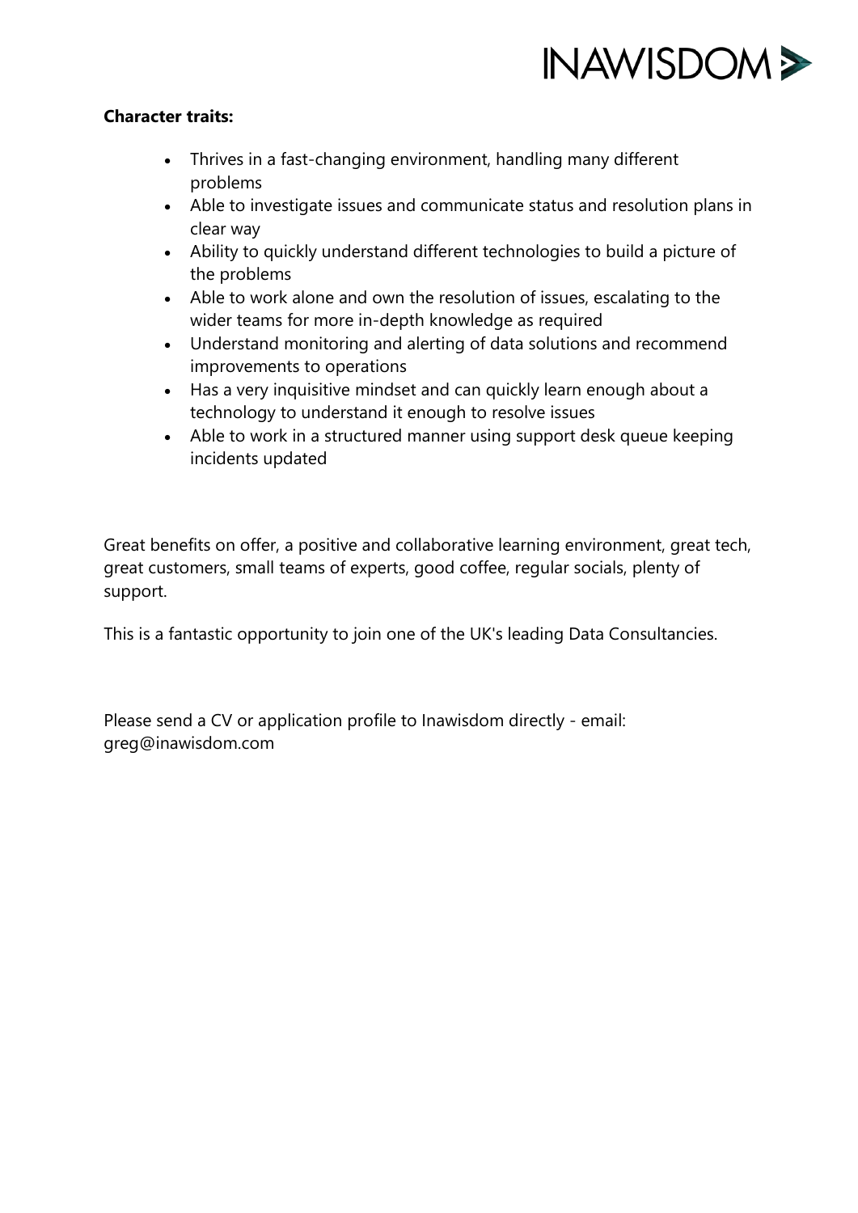**Character traits:**

- Thrives in a fast-changing environment, handling many different problems
- Able to investigate issues and communicate status and resolution plans in clear way
- Ability to quickly understand different technologies to build a picture of the problems
- Able to work alone and own the resolution of issues, escalating to the wider teams for more in-depth knowledge as required
- Understand monitoring and alerting of data solutions and recommend improvements to operations
- Has a very inquisitive mindset and can quickly learn enough about a technology to understand it enough to resolve issues
- Able to work in a structured manner using support desk queue keeping incidents updated

Great benefits on offer, a positive and collaborative learning environment, great tech, great customers, small teams of experts, good coffee, regular socials, plenty of support.

This is a fantastic opportunity to join one of the UK's leading Data Consultancies.

Please send a CV or application profile to Inawisdom directly - email: greg@inawisdom.com